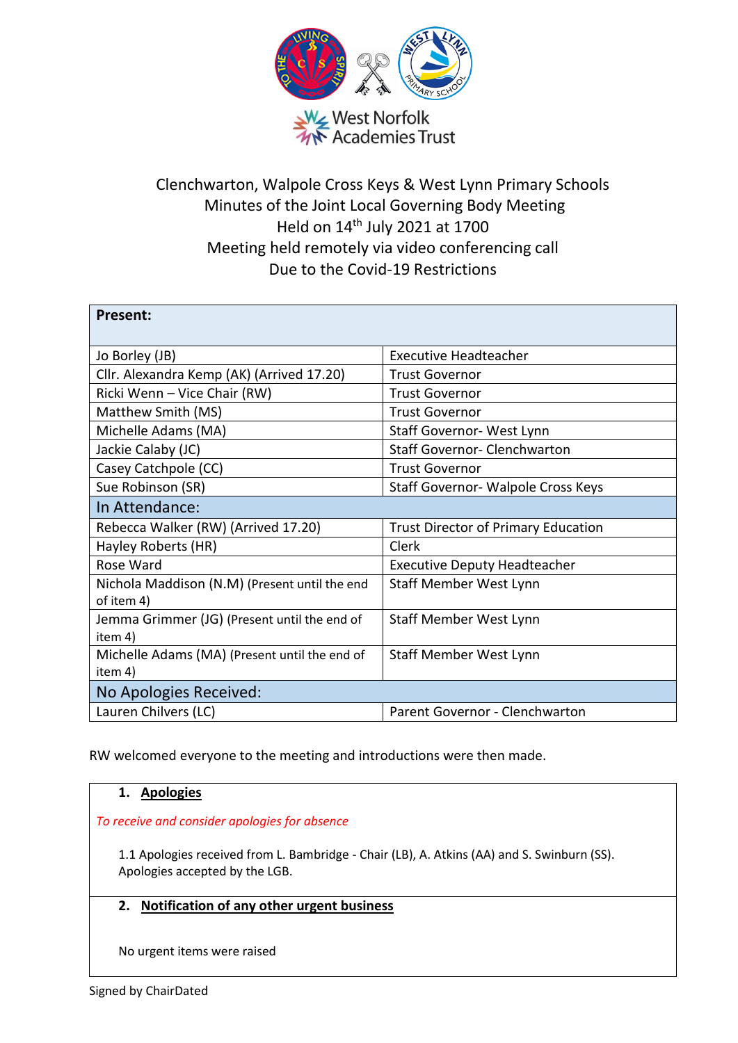West Norfolk Academies Trust

Clenchwarton, Walpole Cross Keys & West Lynn Primary Schools
Minutes of the Joint Local Governing Body Meeting
Held on 14th July 2021 at 1700
Meeting held remotely via video conferencing call
Due to the Covid-19 Restrictions

| **Present:** | |
|---|---|
| Jo Borley (JB) | Executive Headteacher |
| Cllr. Alexandra Kemp (AK) (Arrived 17.20) | Trust Governor |
| Ricki Wenn – Vice Chair (RW) | Trust Governor |
| Matthew Smith (MS) | Trust Governor |
| Michelle Adams (MA) | Staff Governor- West Lynn |
| Jackie Calaby (JC) | Staff Governor- Clenchwarton |
| Casey Catchpole (CC) | Trust Governor |
| Sue Robinson (SR) | Staff Governor- Walpole Cross Keys |
| In Attendance: | |
| Rebecca Walker (RW) (Arrived 17.20) | Trust Director of Primary Education |
| Hayley Roberts (HR) | Clerk |
| Rose Ward | Executive Deputy Headteacher |
| Nichola Maddison (N.M) (Present until the end of item 4) | Staff Member West Lynn |
| Jemma Grimmer (JG) (Present until the end of item 4) | Staff Member West Lynn |
| Michelle Adams (MA) (Present until the end of item 4) | Staff Member West Lynn |
| No Apologies Received: | |
| Lauren Chilvers (LC) | Parent Governor - Clenchwarton |

RW welcomed everyone to the meeting and introductions were then made.

## 1. Apologies

*To receive and consider apologies for absence*

1.1 Apologies received from L. Bambridge - Chair (LB), A. Atkins (AA) and S. Swinburn (SS). Apologies accepted by the LGB.

## 2. Notification of any other urgent business

No urgent items were raised

Signed by ChairDated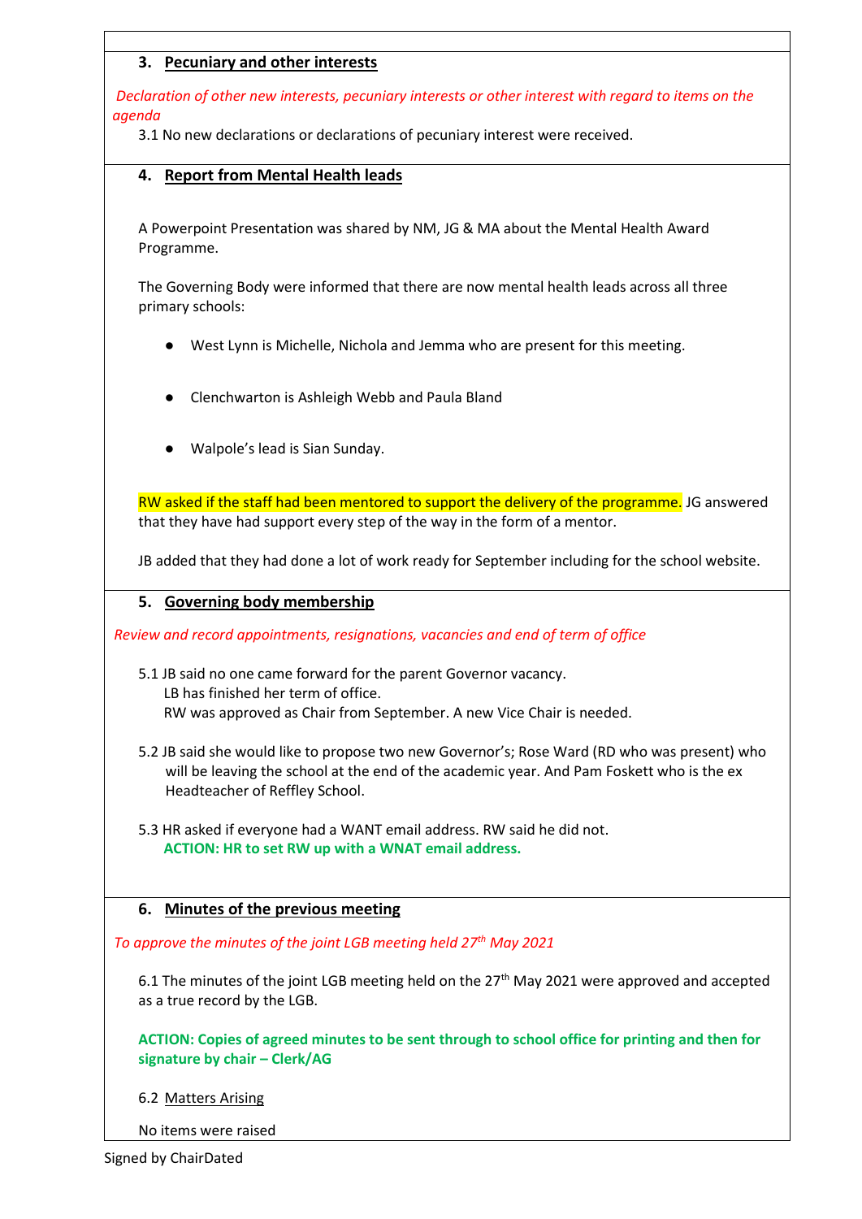### 3. Pecuniary and other interests

*Declaration of other new interests, pecuniary interests or other interest with regard to items on the agenda*

3.1 No new declarations or declarations of pecuniary interest were received.

### 4. Report from Mental Health leads

A Powerpoint Presentation was shared by NM, JG & MA about the Mental Health Award Programme.

The Governing Body were informed that there are now mental health leads across all three primary schools:

- West Lynn is Michelle, Nichola and Jemma who are present for this meeting.
- Clenchwarton is Ashleigh Webb and Paula Bland
- Walpole's lead is Sian Sunday.

RW asked if the staff had been mentored to support the delivery of the programme. JG answered that they have had support every step of the way in the form of a mentor.

JB added that they had done a lot of work ready for September including for the school website.

### 5. Governing body membership

*Review and record appointments, resignations, vacancies and end of term of office*

5.1 JB said no one came forward for the parent Governor vacancy.
LB has finished her term of office.
RW was approved as Chair from September. A new Vice Chair is needed.

5.2 JB said she would like to propose two new Governor's; Rose Ward (RD who was present) who will be leaving the school at the end of the academic year. And Pam Foskett who is the ex Headteacher of Reffley School.

5.3 HR asked if everyone had a WANT email address. RW said he did not.
**ACTION: HR to set RW up with a WNAT email address.**

### 6. Minutes of the previous meeting

*To approve the minutes of the joint LGB meeting held 27th May 2021*

6.1 The minutes of the joint LGB meeting held on the 27th May 2021 were approved and accepted as a true record by the LGB.

**ACTION: Copies of agreed minutes to be sent through to school office for printing and then for signature by chair – Clerk/AG**

6.2 Matters Arising

No items were raised

Signed by ChairDated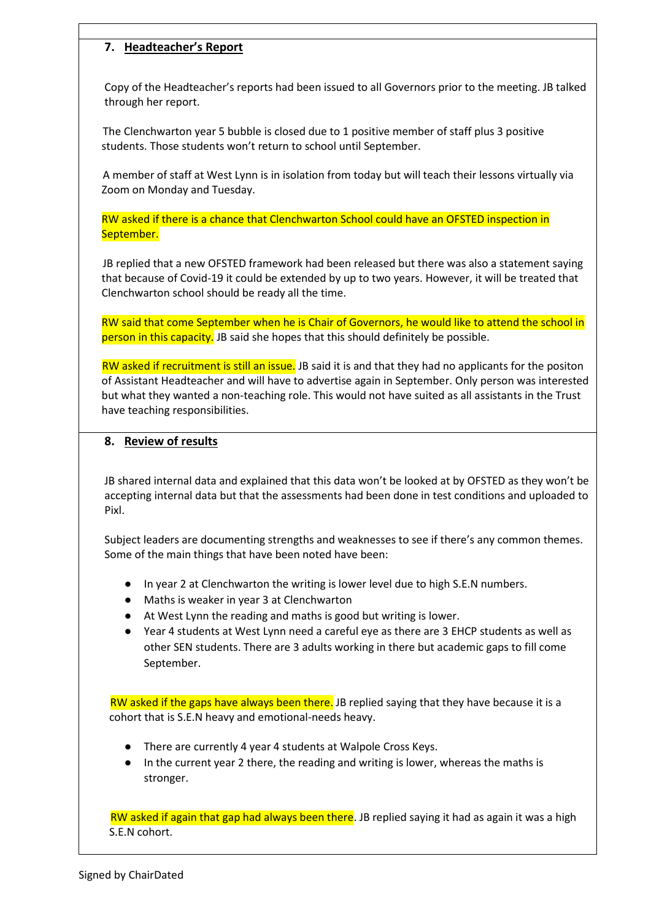## 7. Headteacher's Report

Copy of the Headteacher's reports had been issued to all Governors prior to the meeting. JB talked through her report.

The Clenchwarton year 5 bubble is closed due to 1 positive member of staff plus 3 positive students. Those students won't return to school until September.

A member of staff at West Lynn is in isolation from today but will teach their lessons virtually via Zoom on Monday and Tuesday.

RW asked if there is a chance that Clenchwarton School could have an OFSTED inspection in September.

JB replied that a new OFSTED framework had been released but there was also a statement saying that because of Covid-19 it could be extended by up to two years. However, it will be treated that Clenchwarton school should be ready all the time.

RW said that come September when he is Chair of Governors, he would like to attend the school in person in this capacity. JB said she hopes that this should definitely be possible.

RW asked if recruitment is still an issue. JB said it is and that they had no applicants for the positon of Assistant Headteacher and will have to advertise again in September. Only person was interested but what they wanted a non-teaching role. This would not have suited as all assistants in the Trust have teaching responsibilities.

## 8. Review of results

JB shared internal data and explained that this data won't be looked at by OFSTED as they won't be accepting internal data but that the assessments had been done in test conditions and uploaded to Pixl.

Subject leaders are documenting strengths and weaknesses to see if there's any common themes. Some of the main things that have been noted have been:

- In year 2 at Clenchwarton the writing is lower level due to high S.E.N numbers.
- Maths is weaker in year 3 at Clenchwarton
- At West Lynn the reading and maths is good but writing is lower.
- Year 4 students at West Lynn need a careful eye as there are 3 EHCP students as well as other SEN students. There are 3 adults working in there but academic gaps to fill come September.

RW asked if the gaps have always been there. JB replied saying that they have because it is a cohort that is S.E.N heavy and emotional-needs heavy.

- There are currently 4 year 4 students at Walpole Cross Keys.
- In the current year 2 there, the reading and writing is lower, whereas the maths is stronger.

RW asked if again that gap had always been there. JB replied saying it had as again it was a high S.E.N cohort.

Signed by ChairDated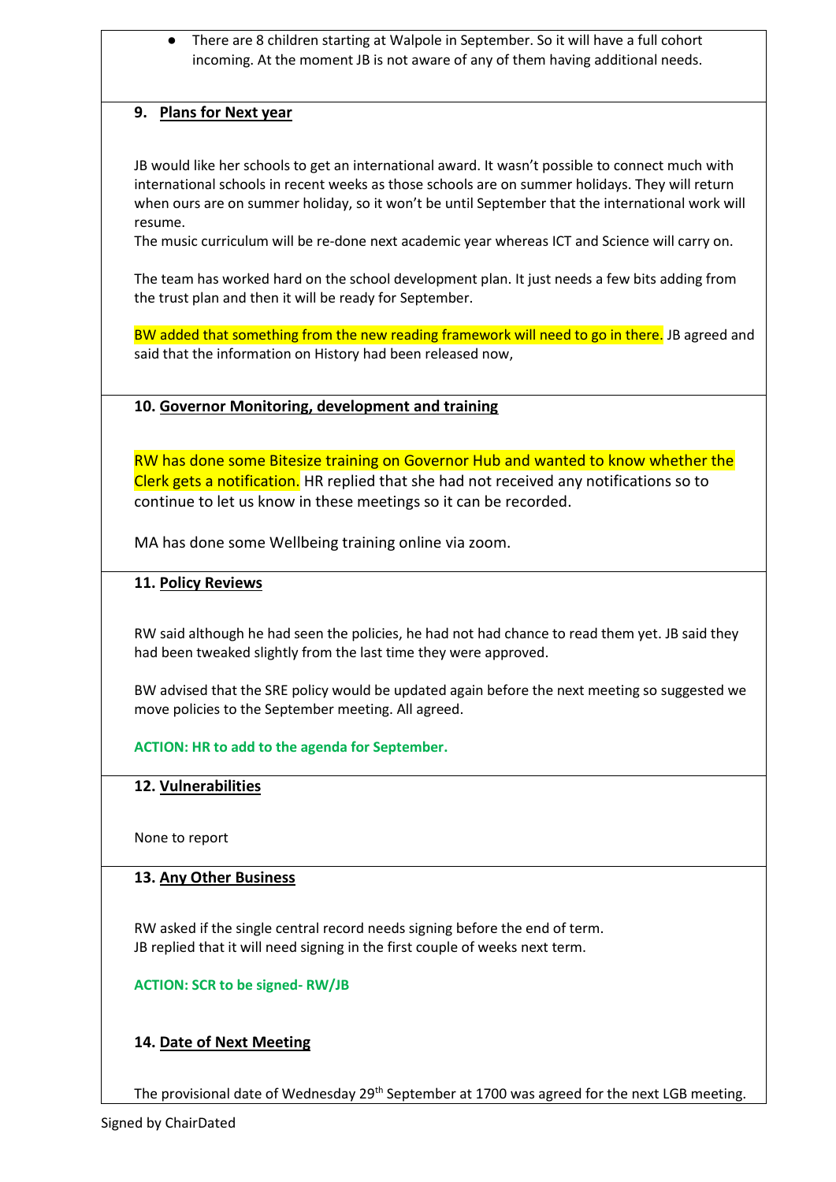- There are 8 children starting at Walpole in September. So it will have a full cohort incoming. At the moment JB is not aware of any of them having additional needs.

**9. Plans for Next year**

JB would like her schools to get an international award. It wasn't possible to connect much with international schools in recent weeks as those schools are on summer holidays. They will return when ours are on summer holiday, so it won't be until September that the international work will resume.
The music curriculum will be re-done next academic year whereas ICT and Science will carry on.

The team has worked hard on the school development plan. It just needs a few bits adding from the trust plan and then it will be ready for September.

BW added that something from the new reading framework will need to go in there. JB agreed and said that the information on History had been released now,

**10. Governor Monitoring, development and training**

RW has done some Bitesize training on Governor Hub and wanted to know whether the Clerk gets a notification. HR replied that she had not received any notifications so to continue to let us know in these meetings so it can be recorded.

MA has done some Wellbeing training online via zoom.

**11. Policy Reviews**

RW said although he had seen the policies, he had not had chance to read them yet. JB said they had been tweaked slightly from the last time they were approved.

BW advised that the SRE policy would be updated again before the next meeting so suggested we move policies to the September meeting. All agreed.

**ACTION: HR to add to the agenda for September.**

**12. Vulnerabilities**

None to report

**13. Any Other Business**

RW asked if the single central record needs signing before the end of term.
JB replied that it will need signing in the first couple of weeks next term.

**ACTION: SCR to be signed- RW/JB**

**14. Date of Next Meeting**

The provisional date of Wednesday 29th September at 1700 was agreed for the next LGB meeting.

Signed by ChairDated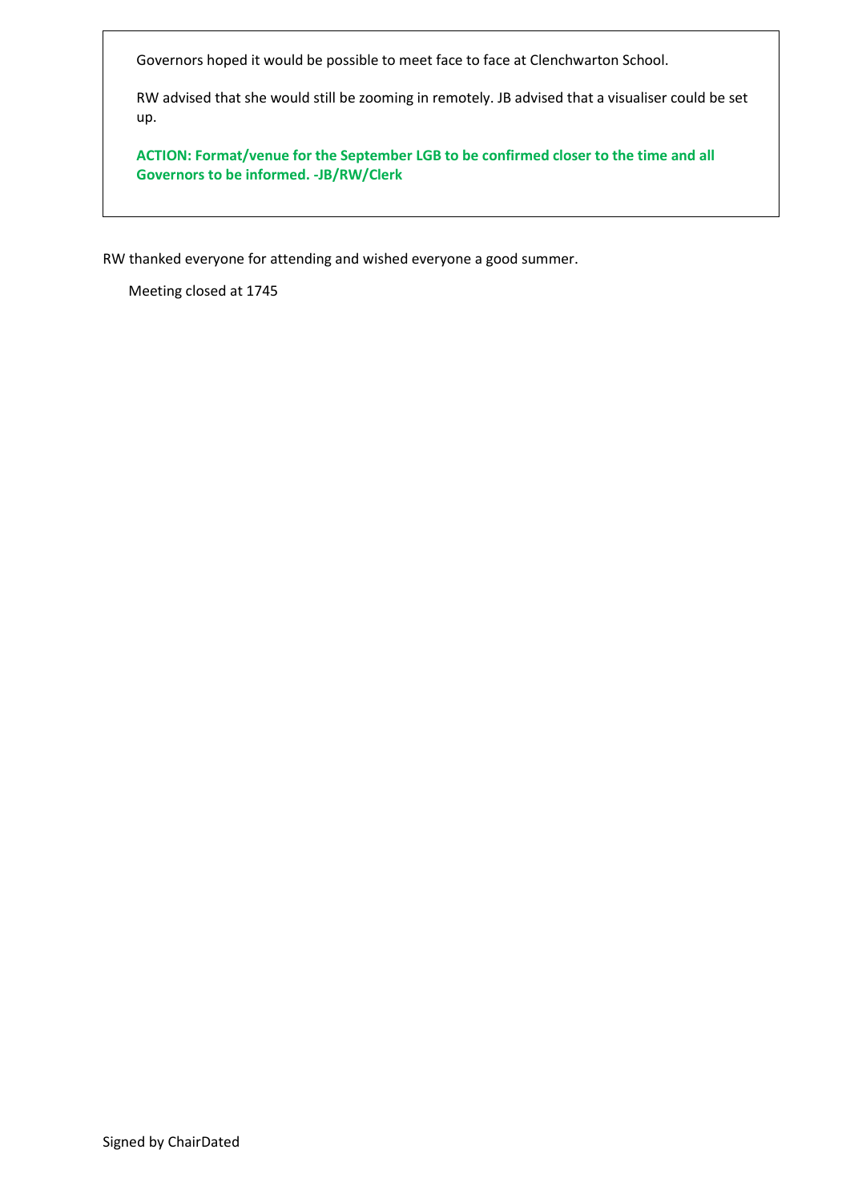Governors hoped it would be possible to meet face to face at Clenchwarton School.

RW advised that she would still be zooming in remotely. JB advised that a visualiser could be set up.

**ACTION: Format/venue for the September LGB to be confirmed closer to the time and all Governors to be informed. -JB/RW/Clerk**

RW thanked everyone for attending and wished everyone a good summer.

Meeting closed at 1745

Signed by ChairDated